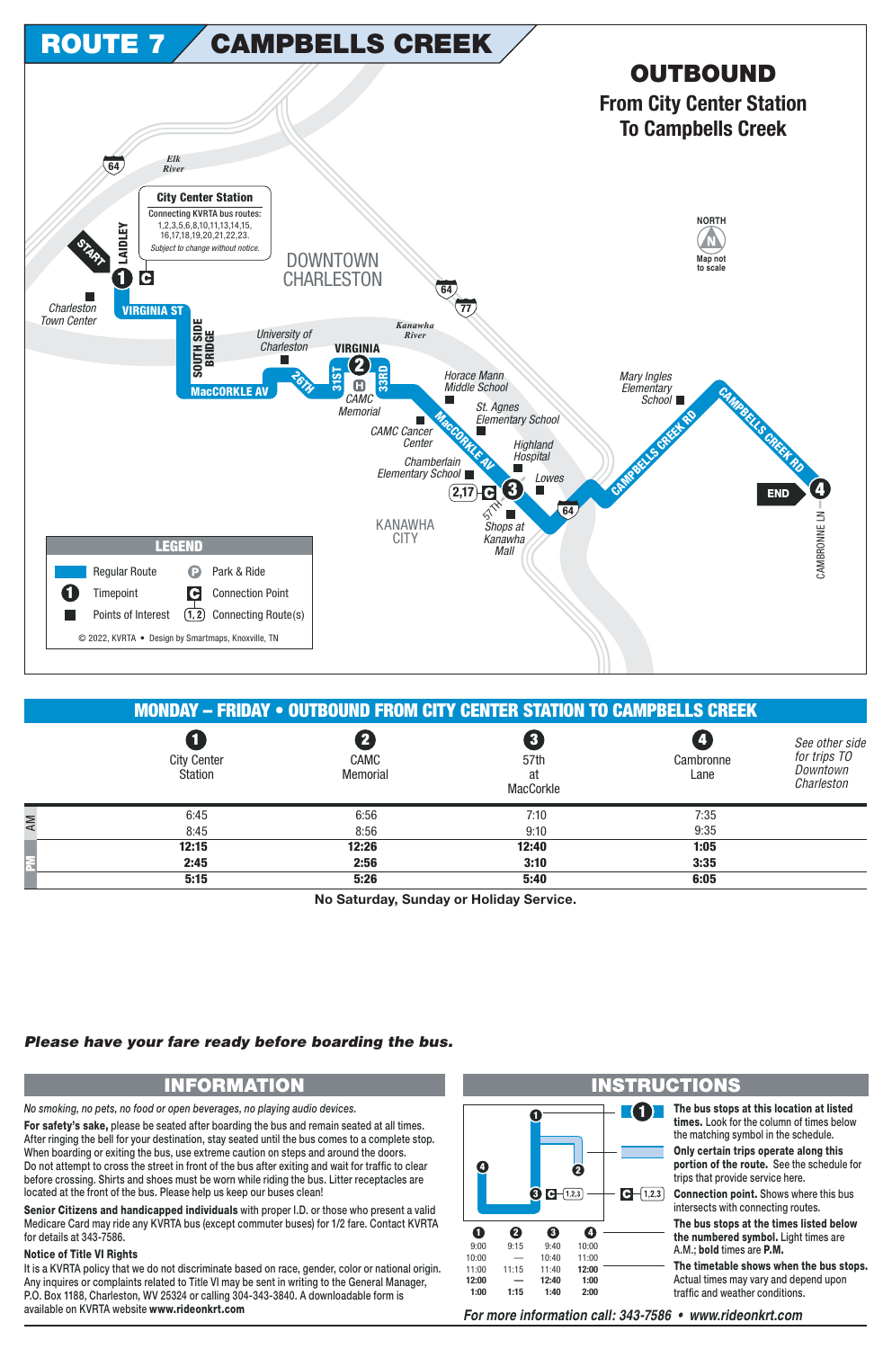# ROUTE 7 CAMPBELLS CREEK

## OUTBOUND

### From City Center Station To Campbells Creek

**City Center Station**
Connecting KVRTA bus routes: 1,2,3,5,6,8,10,11,13,14,15, 16,17,18,19,20,21,22,23.
*Subject to change without notice.*

Map not to scale

**LEGEND**

- Regular Route
- Park & Ride
- Timepoint
- Connection Point
- Points of Interest
- Connecting Route(s)

© 2022, KVRTA • Design by Smartmaps, Knoxville, TN

## MONDAY – FRIDAY • OUTBOUND FROM CITY CENTER STATION TO CAMPBELLS CREEK

| | 1 City Center Station | 2 CAMC Memorial | 3 57th at MacCorkle | 4 Cambronne Lane | *See other side for trips TO Downtown Charleston* |
|---|---|---|---|---|---|
| AM | 6:45 | 6:56 | 7:10 | 7:35 | |
| AM | 8:45 | 8:56 | 9:10 | 9:35 | |
| PM | **12:15** | **12:26** | **12:40** | **1:05** | |
| PM | **2:45** | **2:56** | **3:10** | **3:35** | |
| PM | **5:15** | **5:26** | **5:40** | **6:05** | |

**No Saturday, Sunday or Holiday Service.**

***Please have your fare ready before boarding the bus.***

## INFORMATION

*No smoking, no pets, no food or open beverages, no playing audio devices.*

**For safety's sake,** please be seated after boarding the bus and remain seated at all times. After ringing the bell for your destination, stay seated until the bus comes to a complete stop. When boarding or exiting the bus, use extreme caution on steps and around the doors. Do not attempt to cross the street in front of the bus after exiting and wait for traffic to clear before crossing. Shirts and shoes must be worn while riding the bus. Litter receptacles are located at the front of the bus. Please help us keep our buses clean!

**Senior Citizens and handicapped individuals** with proper I.D. or those who present a valid Medicare Card may ride any KVRTA bus (except commuter buses) for 1/2 fare. Contact KVRTA for details at 343-7586.

**Notice of Title VI Rights**

It is a KVRTA policy that we do not discriminate based on race, gender, color or national origin. Any inquires or complaints related to Title VI may be sent in writing to the General Manager, P.O. Box 1188, Charleston, WV 25324 or calling 304-343-3840. A downloadable form is available on KVRTA website **www.rideonkrt.com**

## INSTRUCTIONS

| 1 | 2 | 3 | 4 |
|---|---|---|---|
| 9:00 | 9:15 | 9:40 | 10:00 |
| 10:00 | — | 10:40 | 11:00 |
| 11:00 | 11:15 | 11:40 | **12:00** |
| **12:00** | — | **12:40** | **1:00** |
| **1:00** | **1:15** | **1:40** | **2:00** |

**The bus stops at this location at listed times.** Look for the column of times below the matching symbol in the schedule.

**Only certain trips operate along this portion of the route.** See the schedule for trips that provide service here.

**Connection point.** Shows where this bus intersects with connecting routes.

**The bus stops at the times listed below the numbered symbol.** Light times are A.M.; **bold** times are **P.M.**

**The timetable shows when the bus stops.** Actual times may vary and depend upon traffic and weather conditions.

***For more information call: 343-7586 • www.rideonkrt.com***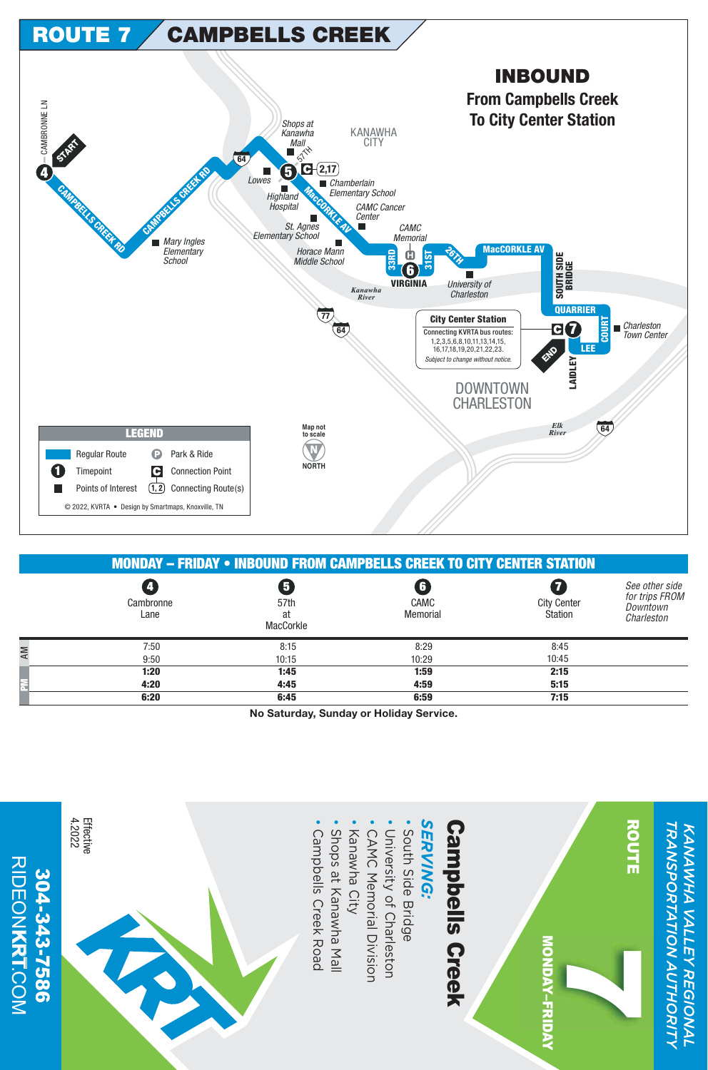# ROUTE 7 CAMPBELLS CREEK

## INBOUND

### From Campbells Creek To City Center Station

START
4 CAMBRONNE LN
CAMPBELLS CREEK RD
Mary Ingles Elementary School
CAMPBELLS CREEK RD
64
Lowes
Shops at Kanawha Mall
57TH
5
C (2,17)
KANAWHA CITY
Highland Hospital
Chamberlain Elementary School
MacCORKLE AV
CAMC Cancer Center
St. Agnes Elementary School
Horace Mann Middle School
CAMC Memorial
33RD
H
6
VIRGINIA
31ST
26TH
MacCORKLE AV
University of Charleston
Kanawha River
SOUTH SIDE BRIDGE
QUARRIER
COURT
C 7
Charleston Town Center
LEE
END
LAIDLEY
77
64

**City Center Station**
Connecting KVRTA bus routes: 1,2,3,5,6,8,10,11,13,14,15, 16,17,18,19,20,21,22,23.
*Subject to change without notice.*

DOWNTOWN CHARLESTON
Elk River
64

Map not to scale
NORTH

**LEGEND**
- Regular Route
- Timepoint
- Points of Interest
- Park & Ride
- Connection Point
- Connecting Route(s)

© 2022, KVRTA • Design by Smartmaps, Knoxville, TN

## MONDAY – FRIDAY • INBOUND FROM CAMPBELLS CREEK TO CITY CENTER STATION

| | 4 Cambronne Lane | 5 57th at MacCorkle | 6 CAMC Memorial | 7 City Center Station | *See other side for trips FROM Downtown Charleston* |
|---|---|---|---|---|---|
| AM | 7:50 | 8:15 | 8:29 | 8:45 | |
| AM | 9:50 | 10:15 | 10:29 | 10:45 | |
| PM | **1:20** | **1:45** | **1:59** | **2:15** | |
| PM | **4:20** | **4:45** | **4:59** | **5:15** | |
| PM | **6:20** | **6:45** | **6:59** | **7:15** | |

**No Saturday, Sunday or Holiday Service.**

*KANAWHA VALLEY REGIONAL TRANSPORTATION AUTHORITY*

**ROUTE 7**

**MONDAY-FRIDAY**

# Campbells Creek

***SERVING:***

- South Side Bridge
- University of Charleston
- CAMC Memorial Division
- Kanawha City
- Shops at Kanawha Mall
- Campbells Creek Road

Effective 4.2022

KRT

**304-343-7586**
RIDEON**KRT**.COM